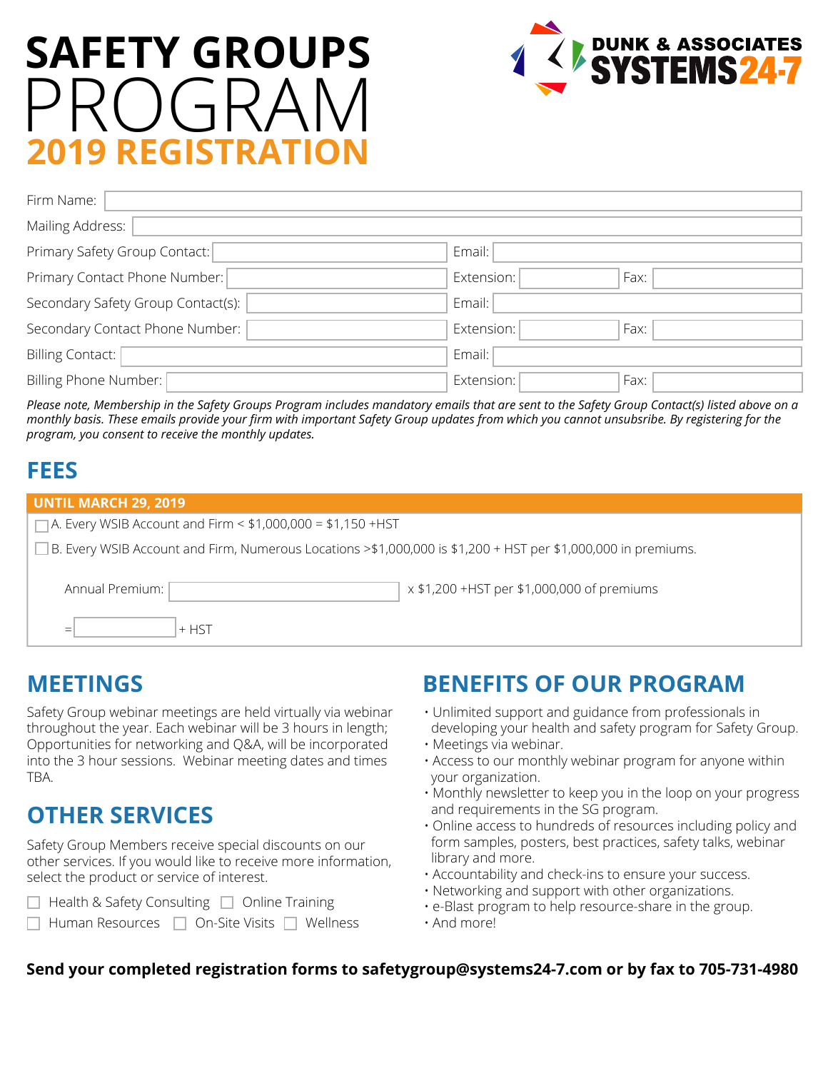# SAFETY GROUPS PROGRAM

## 2019 REGISTRATION

DUNK & ASSOCIATES SYSTEMS24-7

| | | | | | |
|---|---|---|---|---|---|
| Firm Name: | | | | | |
| Mailing Address: | | | | | |
| Primary Safety Group Contact: | | Email: | | | |
| Primary Contact Phone Number: | | Extension: | | Fax: | |
| Secondary Safety Group Contact(s): | | Email: | | | |
| Secondary Contact Phone Number: | | Extension: | | Fax: | |
| Billing Contact: | | Email: | | | |
| Billing Phone Number: | | Extension: | | Fax: | |

*Please note, Membership in the Safety Groups Program includes mandatory emails that are sent to the Safety Group Contact(s) listed above on a monthly basis. These emails provide your firm with important Safety Group updates from which you cannot unsubsribe. By registering for the program, you consent to receive the monthly updates.*

## FEES

**UNTIL MARCH 29, 2019**

☐ A. Every WSIB Account and Firm < $1,000,000 = $1,150 +HST

☐ B. Every WSIB Account and Firm, Numerous Locations >$1,000,000 is $1,200 + HST per $1,000,000 in premiums.

Annual Premium: ____________ x $1,200 +HST per $1,000,000 of premiums

= ____________ + HST

## MEETINGS

Safety Group webinar meetings are held virtually via webinar throughout the year. Each webinar will be 3 hours in length; Opportunities for networking and Q&A, will be incorporated into the 3 hour sessions. Webinar meeting dates and times TBA.

## OTHER SERVICES

Safety Group Members receive special discounts on our other services. If you would like to receive more information, select the product or service of interest.

☐ Health & Safety Consulting ☐ Online Training

☐ Human Resources ☐ On-Site Visits ☐ Wellness

## BENEFITS OF OUR PROGRAM

- Unlimited support and guidance from professionals in developing your health and safety program for Safety Group.
- Meetings via webinar.
- Access to our monthly webinar program for anyone within your organization.
- Monthly newsletter to keep you in the loop on your progress and requirements in the SG program.
- Online access to hundreds of resources including policy and form samples, posters, best practices, safety talks, webinar library and more.
- Accountability and check-ins to ensure your success.
- Networking and support with other organizations.
- e-Blast program to help resource-share in the group.
- And more!

**Send your completed registration forms to safetygroup@systems24-7.com or by fax to 705-731-4980**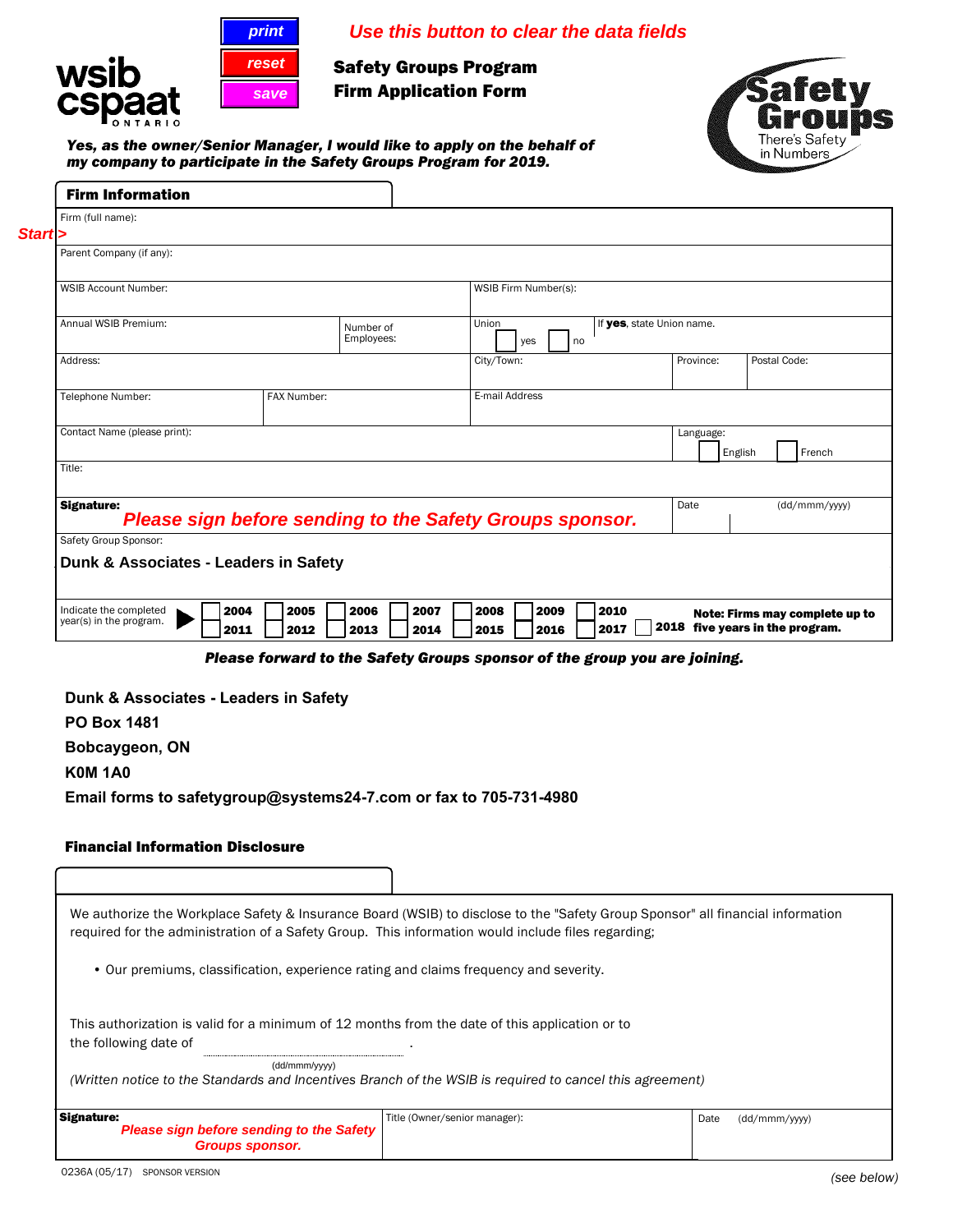print

reset

save

*Use this button to clear the data fields*

**Safety Groups Program**
**Firm Application Form**

Safety Groups
There's Safety in Numbers

***Yes, as the owner/Senior Manager, I would like to apply on the behalf of my company to participate in the Safety Groups Program for 2019.***

## Firm Information

*Start >*

| Field | | | | |
|---|---|---|---|---|
| Firm (full name): | | | | |
| Parent Company (if any): | | | | |
| WSIB Account Number: | | WSIB Firm Number(s): | | |
| Annual WSIB Premium: | Number of Employees: | Union ☐ yes ☐ no | If **yes**, state Union name. | |
| Address: | | City/Town: | Province: | Postal Code: |
| Telephone Number: | FAX Number: | E-mail Address | | |
| Contact Name (please print): | | | Language: ☐ English ☐ French | |
| Title: | | | | |
| **Signature:** *Please sign before sending to the Safety Groups sponsor.* | | | Date (dd/mmm/yyyy) | |
| Safety Group Sponsor: **Dunk & Associates - Leaders in Safety** | | | | |

Indicate the completed year(s) in the program.
☐ 2004 ☐ 2005 ☐ 2006 ☐ 2007 ☐ 2008 ☐ 2009 ☐ 2010
☐ 2011 ☐ 2012 ☐ 2013 ☐ 2014 ☐ 2015 ☐ 2016 ☐ 2017 ☐ 2018

**Note: Firms may complete up to five years in the program.**

***Please forward to the Safety Groups sponsor of the group you are joining.***

**Dunk & Associates - Leaders in Safety**
**PO Box 1481**
**Bobcaygeon, ON**
**K0M 1A0**
**Email forms to safetygroup@systems24-7.com or fax to 705-731-4980**

## Financial Information Disclosure

We authorize the Workplace Safety & Insurance Board (WSIB) to disclose to the "Safety Group Sponsor" all financial information required for the administration of a Safety Group. This information would include files regarding;

- Our premiums, classification, experience rating and claims frequency and severity.

This authorization is valid for a minimum of 12 months from the date of this application or to the following date of ______________________ .
(dd/mmm/yyyy)

*(Written notice to the Standards and Incentives Branch of the WSIB is required to cancel this agreement)*

| Signature: | Title (Owner/senior manager): | Date (dd/mmm/yyyy) |
|---|---|---|
| *Please sign before sending to the Safety Groups sponsor.* | | |

0236A (05/17) SPONSOR VERSION

*(see below)*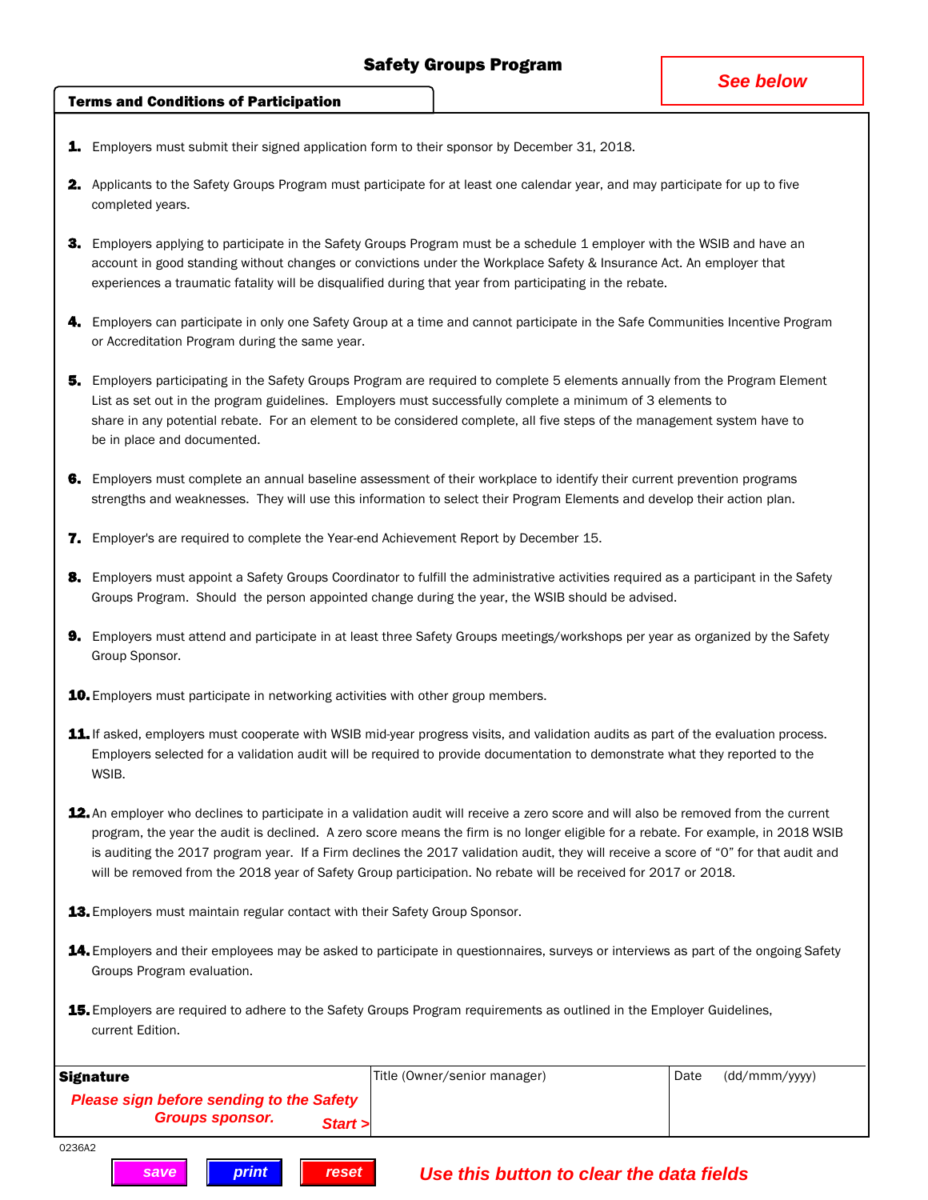# Safety Groups Program

**See below**

## Terms and Conditions of Participation

1. Employers must submit their signed application form to their sponsor by December 31, 2018.

2. Applicants to the Safety Groups Program must participate for at least one calendar year, and may participate for up to five completed years.

3. Employers applying to participate in the Safety Groups Program must be a schedule 1 employer with the WSIB and have an account in good standing without changes or convictions under the Workplace Safety & Insurance Act. An employer that experiences a traumatic fatality will be disqualified during that year from participating in the rebate.

4. Employers can participate in only one Safety Group at a time and cannot participate in the Safe Communities Incentive Program or Accreditation Program during the same year.

5. Employers participating in the Safety Groups Program are required to complete 5 elements annually from the Program Element List as set out in the program guidelines. Employers must successfully complete a minimum of 3 elements to share in any potential rebate. For an element to be considered complete, all five steps of the management system have to be in place and documented.

6. Employers must complete an annual baseline assessment of their workplace to identify their current prevention programs strengths and weaknesses. They will use this information to select their Program Elements and develop their action plan.

7. Employer's are required to complete the Year-end Achievement Report by December 15.

8. Employers must appoint a Safety Groups Coordinator to fulfill the administrative activities required as a participant in the Safety Groups Program. Should the person appointed change during the year, the WSIB should be advised.

9. Employers must attend and participate in at least three Safety Groups meetings/workshops per year as organized by the Safety Group Sponsor.

10. Employers must participate in networking activities with other group members.

11. If asked, employers must cooperate with WSIB mid-year progress visits, and validation audits as part of the evaluation process. Employers selected for a validation audit will be required to provide documentation to demonstrate what they reported to the WSIB.

12. An employer who declines to participate in a validation audit will receive a zero score and will also be removed from the current program, the year the audit is declined. A zero score means the firm is no longer eligible for a rebate. For example, in 2018 WSIB is auditing the 2017 program year. If a Firm declines the 2017 validation audit, they will receive a score of "0" for that audit and will be removed from the 2018 year of Safety Group participation. No rebate will be received for 2017 or 2018.

13. Employers must maintain regular contact with their Safety Group Sponsor.

14. Employers and their employees may be asked to participate in questionnaires, surveys or interviews as part of the ongoing Safety Groups Program evaluation.

15. Employers are required to adhere to the Safety Groups Program requirements as outlined in the Employer Guidelines, current Edition.

| **Signature** | Title (Owner/senior manager) | Date (dd/mmm/yyyy) |
|---|---|---|
| ***Please sign before sending to the Safety Groups sponsor.*** ***Start >*** | | |

0236A2

save | print | reset

***Use this button to clear the data fields***